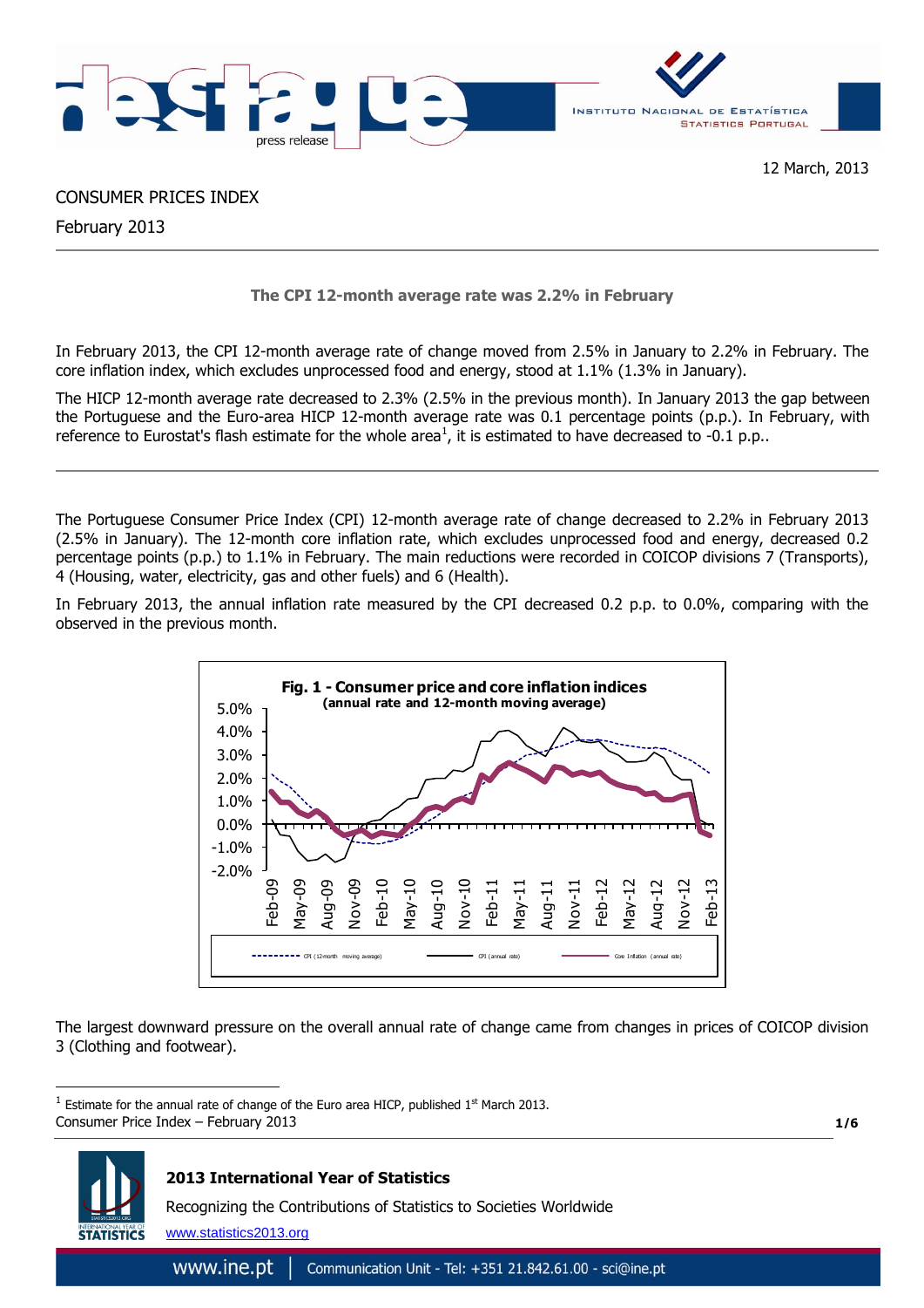12 March, 2013

# CONSUMER PRICES INDEX

February 2013

**The CPI 12-month average rate was 2.2% in February**

In February 2013, the CPI 12-month average rate of change moved from 2.5% in January to 2.2% in February. The core inflation index, which excludes unprocessed food and energy, stood at 1.1% (1.3% in January).

The HICP 12-month average rate decreased to 2.3% (2.5% in the previous month). In January 2013 the gap between the Portuguese and the Euro-area HICP 12-month average rate was 0.1 percentage points (p.p.). In February, with reference to Eurostat's flash estimate for the whole area[1], it is estimated to have decreased to -0.1 p.p..

The Portuguese Consumer Price Index (CPI) 12-month average rate of change decreased to 2.2% in February 2013 (2.5% in January). The 12-month core inflation rate, which excludes unprocessed food and energy, decreased 0.2 percentage points (p.p.) to 1.1% in February. The main reductions were recorded in COICOP divisions 7 (Transports), 4 (Housing, water, electricity, gas and other fuels) and 6 (Health).

In February 2013, the annual inflation rate measured by the CPI decreased 0.2 p.p. to 0.0%, comparing with the observed in the previous month.

**Fig. 1 - Consumer price and core inflation indices**
**(annual rate and 12-month moving average)**

The largest downward pressure on the overall annual rate of change came from changes in prices of COICOP division 3 (Clothing and footwear).

[1] Estimate for the annual rate of change of the Euro area HICP, published 1st March 2013.

**2013 International Year of Statistics**

Recognizing the Contributions of Statistics to Societies Worldwide

www.statistics2013.org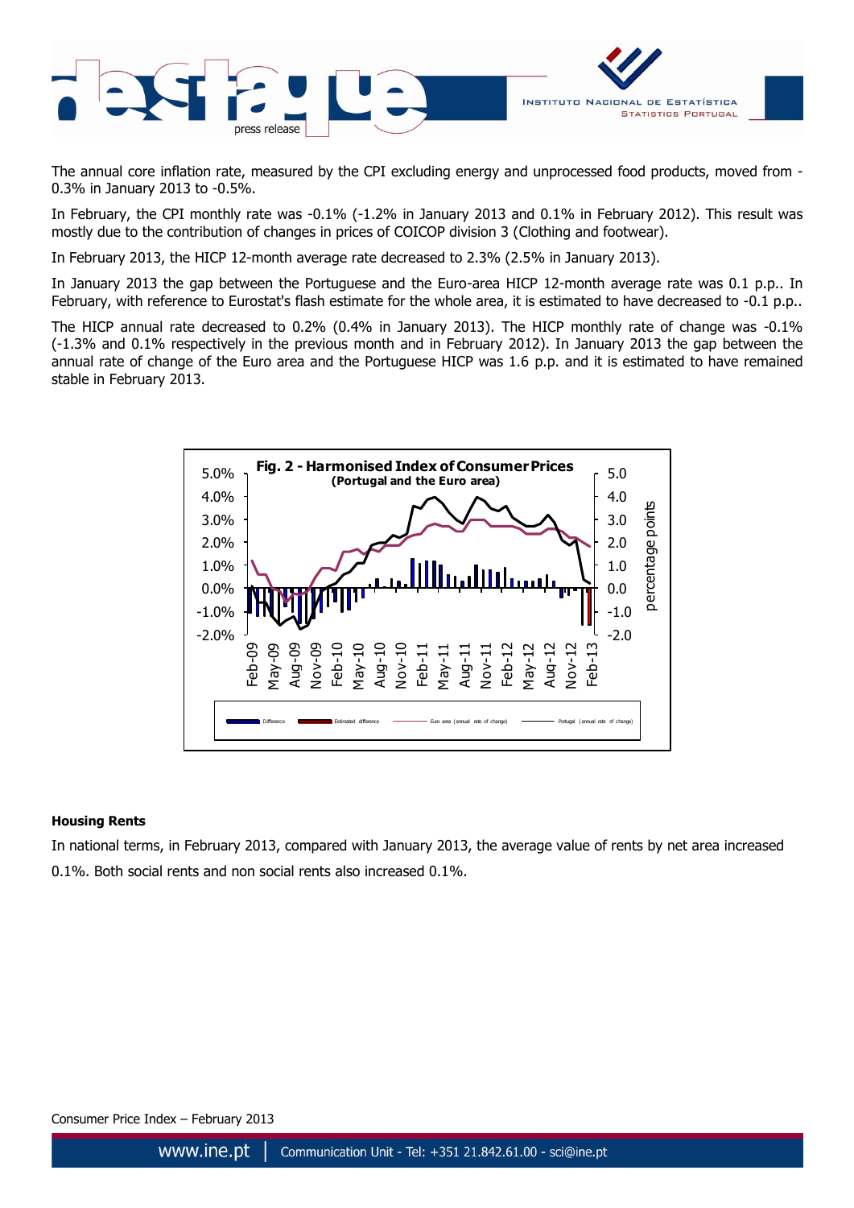The annual core inflation rate, measured by the CPI excluding energy and unprocessed food products, moved from -0.3% in January 2013 to -0.5%.

In February, the CPI monthly rate was -0.1% (-1.2% in January 2013 and 0.1% in February 2012). This result was mostly due to the contribution of changes in prices of COICOP division 3 (Clothing and footwear).

In February 2013, the HICP 12-month average rate decreased to 2.3% (2.5% in January 2013).

In January 2013 the gap between the Portuguese and the Euro-area HICP 12-month average rate was 0.1 p.p.. In February, with reference to Eurostat's flash estimate for the whole area, it is estimated to have decreased to -0.1 p.p..

The HICP annual rate decreased to 0.2% (0.4% in January 2013). The HICP monthly rate of change was -0.1% (-1.3% and 0.1% respectively in the previous month and in February 2012). In January 2013 the gap between the annual rate of change of the Euro area and the Portuguese HICP was 1.6 p.p. and it is estimated to have remained stable in February 2013.

**Fig. 2 - Harmonised Index of Consumer Prices**
**(Portugal and the Euro area)**

**Housing Rents**

In national terms, in February 2013, compared with January 2013, the average value of rents by net area increased 0.1%. Both social rents and non social rents also increased 0.1%.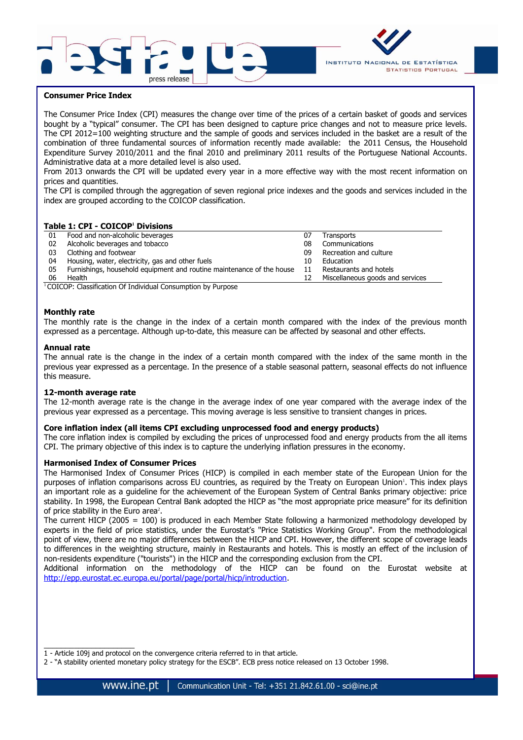## Consumer Price Index

The Consumer Price Index (CPI) measures the change over time of the prices of a certain basket of goods and services bought by a "typical" consumer. The CPI has been designed to capture price changes and not to measure price levels. The CPI 2012=100 weighting structure and the sample of goods and services included in the basket are a result of the combination of three fundamental sources of information recently made available: the 2011 Census, the Household Expenditure Survey 2010/2011 and the final 2010 and preliminary 2011 results of the Portuguese National Accounts. Administrative data at a more detailed level is also used.

From 2013 onwards the CPI will be updated every year in a more effective way with the most recent information on prices and quantities.

The CPI is compiled through the aggregation of seven regional price indexes and the goods and services included in the index are grouped according to the COICOP classification.

**Table 1: CPI - COICOP[1] Divisions**

| | | | |
|---|---|---|---|
| 01 | Food and non-alcoholic beverages | 07 | Transports |
| 02 | Alcoholic beverages and tobacco | 08 | Communications |
| 03 | Clothing and footwear | 09 | Recreation and culture |
| 04 | Housing, water, electricity, gas and other fuels | 10 | Education |
| 05 | Furnishings, household equipment and routine maintenance of the house | 11 | Restaurants and hotels |
| 06 | Health | 12 | Miscellaneous goods and services |

[1] COICOP: Classification Of Individual Consumption by Purpose

### Monthly rate

The monthly rate is the change in the index of a certain month compared with the index of the previous month expressed as a percentage. Although up-to-date, this measure can be affected by seasonal and other effects.

### Annual rate

The annual rate is the change in the index of a certain month compared with the index of the same month in the previous year expressed as a percentage. In the presence of a stable seasonal pattern, seasonal effects do not influence this measure.

### 12-month average rate

The 12-month average rate is the change in the average index of one year compared with the average index of the previous year expressed as a percentage. This moving average is less sensitive to transient changes in prices.

### Core inflation index (all items CPI excluding unprocessed food and energy products)

The core inflation index is compiled by excluding the prices of unprocessed food and energy products from the all items CPI. The primary objective of this index is to capture the underlying inflation pressures in the economy.

### Harmonised Index of Consumer Prices

The Harmonised Index of Consumer Prices (HICP) is compiled in each member state of the European Union for the purposes of inflation comparisons across EU countries, as required by the Treaty on European Union[1]. This index plays an important role as a guideline for the achievement of the European System of Central Banks primary objective: price stability. In 1998, the European Central Bank adopted the HICP as "the most appropriate price measure" for its definition of price stability in the Euro area[2].

The current HICP (2005 = 100) is produced in each Member State following a harmonized methodology developed by experts in the field of price statistics, under the Eurostat's "Price Statistics Working Group". From the methodological point of view, there are no major differences between the HICP and CPI. However, the different scope of coverage leads to differences in the weighting structure, mainly in Restaurants and hotels. This is mostly an effect of the inclusion of non-residents expenditure ("tourists") in the HICP and the corresponding exclusion from the CPI.

Additional information on the methodology of the HICP can be found on the Eurostat website at http://epp.eurostat.ec.europa.eu/portal/page/portal/hicp/introduction.

---

1 - Article 109j and protocol on the convergence criteria referred to in that article.

2 - "A stability oriented monetary policy strategy for the ESCB". ECB press notice released on 13 October 1998.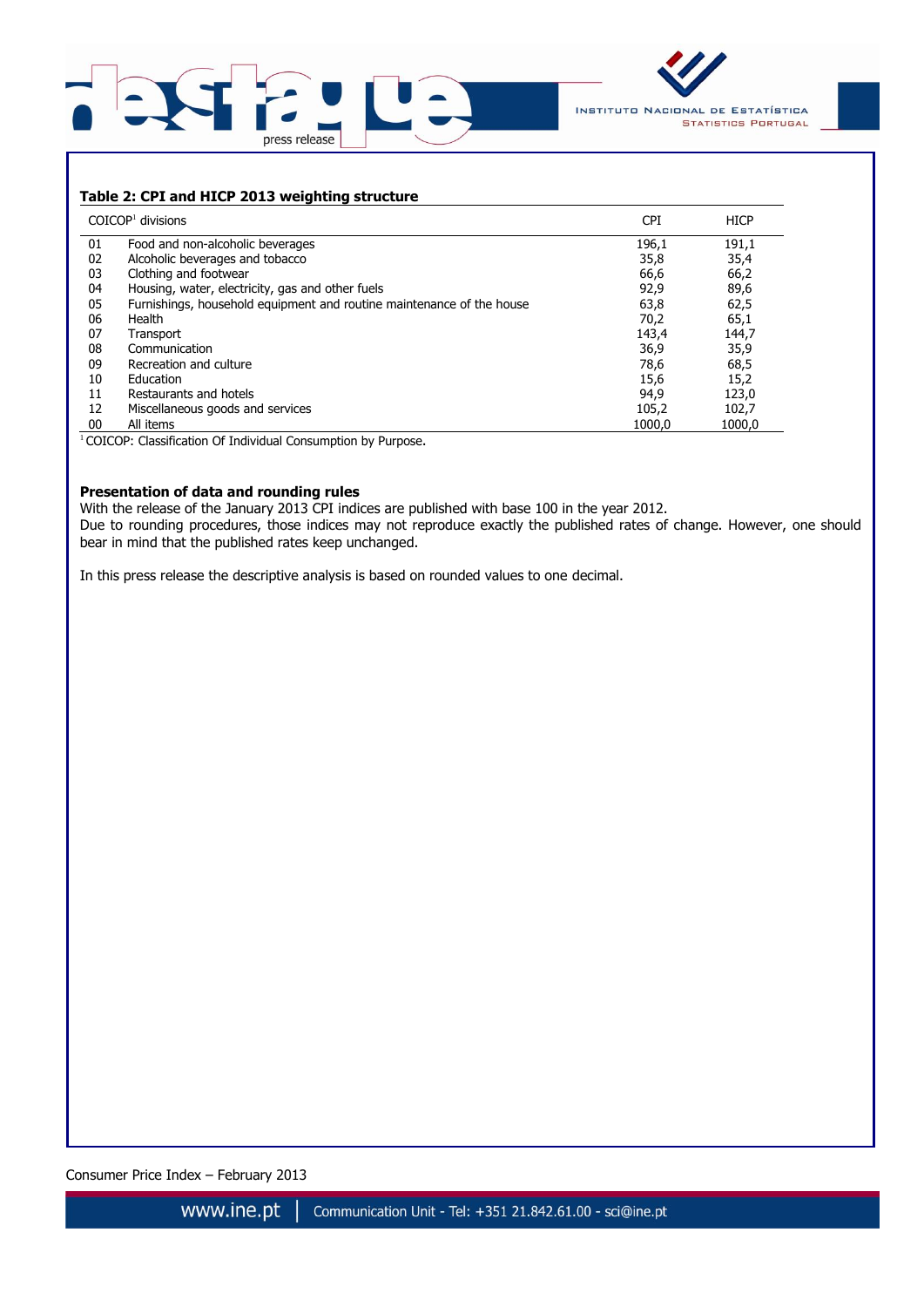**Table 2: CPI and HICP 2013 weighting structure**

| COICOP[1] divisions | | CPI | HICP |
|---|---|---|---|
| 01 | Food and non-alcoholic beverages | 196,1 | 191,1 |
| 02 | Alcoholic beverages and tobacco | 35,8 | 35,4 |
| 03 | Clothing and footwear | 66,6 | 66,2 |
| 04 | Housing, water, electricity, gas and other fuels | 92,9 | 89,6 |
| 05 | Furnishings, household equipment and routine maintenance of the house | 63,8 | 62,5 |
| 06 | Health | 70,2 | 65,1 |
| 07 | Transport | 143,4 | 144,7 |
| 08 | Communication | 36,9 | 35,9 |
| 09 | Recreation and culture | 78,6 | 68,5 |
| 10 | Education | 15,6 | 15,2 |
| 11 | Restaurants and hotels | 94,9 | 123,0 |
| 12 | Miscellaneous goods and services | 105,2 | 102,7 |
| 00 | All items | 1000,0 | 1000,0 |

[1] COICOP: Classification Of Individual Consumption by Purpose.

**Presentation of data and rounding rules**

With the release of the January 2013 CPI indices are published with base 100 in the year 2012.

Due to rounding procedures, those indices may not reproduce exactly the published rates of change. However, one should bear in mind that the published rates keep unchanged.

In this press release the descriptive analysis is based on rounded values to one decimal.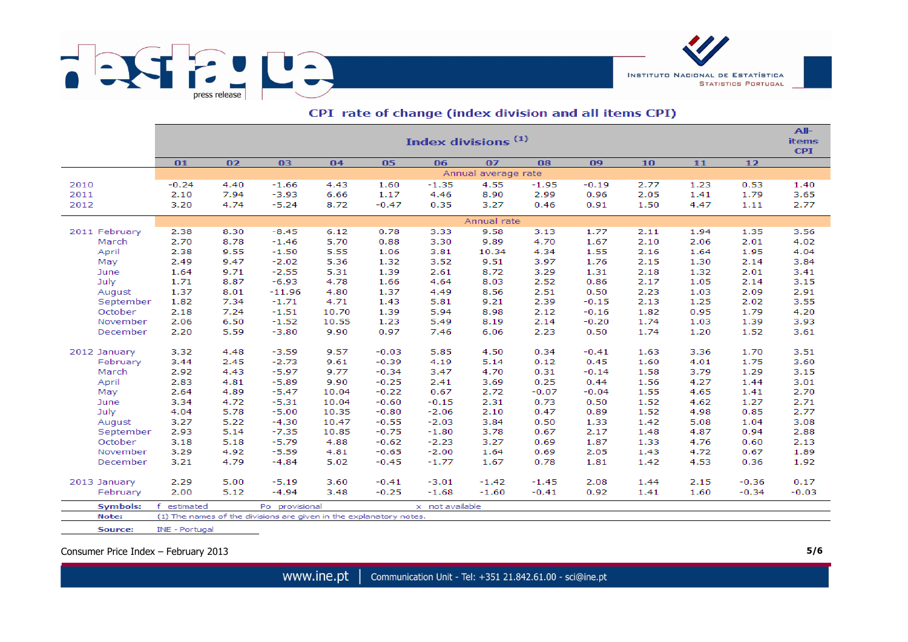## CPI rate of change (index division and all items CPI)

| | Index divisions (1) | | | | | | | | | | | | All-items CPI |
|---|---|---|---|---|---|---|---|---|---|---|---|---|---|
| | 01 | 02 | 03 | 04 | 05 | 06 | 07 | 08 | 09 | 10 | 11 | 12 | |
| | Annual average rate | | | | | | | | | | | | |
| 2010 | -0.24 | 4.40 | -1.66 | 4.43 | 1.60 | -1.35 | 4.55 | -1.95 | -0.19 | 2.77 | 1.23 | 0.53 | 1.40 |
| 2011 | 2.10 | 7.94 | -3.93 | 6.66 | 1.17 | 4.46 | 8.90 | 2.99 | 0.96 | 2.05 | 1.41 | 1.79 | 3.65 |
| 2012 | 3.20 | 4.74 | -5.24 | 8.72 | -0.47 | 0.35 | 3.27 | 0.46 | 0.91 | 1.50 | 4.47 | 1.11 | 2.77 |
| | Annual rate | | | | | | | | | | | | |
| 2011 February | 2.38 | 8.30 | -8.45 | 6.12 | 0.78 | 3.33 | 9.58 | 3.13 | 1.77 | 2.11 | 1.94 | 1.35 | 3.56 |
| March | 2.70 | 8.78 | -1.46 | 5.70 | 0.88 | 3.30 | 9.89 | 4.70 | 1.67 | 2.10 | 2.06 | 2.01 | 4.02 |
| April | 2.38 | 9.55 | -1.50 | 5.55 | 1.06 | 3.81 | 10.34 | 4.34 | 1.55 | 2.16 | 1.64 | 1.95 | 4.04 |
| May | 2.49 | 9.47 | -2.02 | 5.36 | 1.32 | 3.52 | 9.51 | 3.97 | 1.76 | 2.15 | 1.30 | 2.14 | 3.84 |
| June | 1.64 | 9.71 | -2.55 | 5.31 | 1.39 | 2.61 | 8.72 | 3.29 | 1.31 | 2.18 | 1.32 | 2.01 | 3.41 |
| July | 1.71 | 8.87 | -6.93 | 4.78 | 1.66 | 4.64 | 8.03 | 2.52 | 0.86 | 2.17 | 1.05 | 2.14 | 3.15 |
| August | 1.37 | 8.01 | -11.96 | 4.80 | 1.37 | 4.49 | 8.56 | 2.51 | 0.50 | 2.23 | 1.03 | 2.09 | 2.91 |
| September | 1.82 | 7.34 | -1.71 | 4.71 | 1.43 | 5.81 | 9.21 | 2.39 | -0.15 | 2.13 | 1.25 | 2.02 | 3.55 |
| October | 2.18 | 7.24 | -1.51 | 10.70 | 1.39 | 5.94 | 8.98 | 2.12 | -0.16 | 1.82 | 0.95 | 1.79 | 4.20 |
| November | 2.06 | 6.50 | -1.52 | 10.55 | 1.23 | 5.49 | 8.19 | 2.14 | -0.20 | 1.74 | 1.03 | 1.39 | 3.93 |
| December | 2.20 | 5.59 | -3.80 | 9.90 | 0.97 | 7.46 | 6.06 | 2.23 | 0.50 | 1.74 | 1.20 | 1.52 | 3.61 |
| 2012 January | 3.32 | 4.48 | -3.59 | 9.57 | -0.03 | 5.85 | 4.50 | 0.34 | -0.41 | 1.63 | 3.36 | 1.70 | 3.51 |
| February | 3.44 | 2.45 | -2.73 | 9.61 | -0.39 | 4.19 | 5.14 | 0.12 | 0.45 | 1.60 | 4.01 | 1.75 | 3.60 |
| March | 2.92 | 4.43 | -5.97 | 9.77 | -0.34 | 3.47 | 4.70 | 0.31 | -0.14 | 1.58 | 3.79 | 1.29 | 3.15 |
| April | 2.83 | 4.81 | -5.89 | 9.90 | -0.25 | 2.41 | 3.69 | 0.25 | 0.44 | 1.56 | 4.27 | 1.44 | 3.01 |
| May | 2.64 | 4.89 | -5.47 | 10.04 | -0.22 | 0.67 | 2.72 | -0.07 | -0.04 | 1.55 | 4.65 | 1.41 | 2.70 |
| June | 3.34 | 4.72 | -5.31 | 10.04 | -0.60 | -0.15 | 2.31 | 0.73 | 0.50 | 1.52 | 4.62 | 1.27 | 2.71 |
| July | 4.04 | 5.78 | -5.00 | 10.35 | -0.80 | -2.06 | 2.10 | 0.47 | 0.89 | 1.52 | 4.98 | 0.85 | 2.77 |
| August | 3.27 | 5.22 | -4.30 | 10.47 | -0.55 | -2.03 | 3.84 | 0.50 | 1.33 | 1.42 | 5.08 | 1.04 | 3.08 |
| September | 2.93 | 5.14 | -7.35 | 10.85 | -0.75 | -1.80 | 3.78 | 0.67 | 2.17 | 1.48 | 4.87 | 0.94 | 2.88 |
| October | 3.18 | 5.18 | -5.79 | 4.88 | -0.62 | -2.23 | 3.27 | 0.69 | 1.87 | 1.33 | 4.76 | 0.60 | 2.13 |
| November | 3.29 | 4.92 | -5.59 | 4.81 | -0.65 | -2.00 | 1.64 | 0.69 | 2.05 | 1.43 | 4.72 | 0.67 | 1.89 |
| December | 3.21 | 4.79 | -4.84 | 5.02 | -0.45 | -1.77 | 1.67 | 0.78 | 1.81 | 1.42 | 4.53 | 0.36 | 1.92 |
| 2013 January | 2.29 | 5.00 | -5.19 | 3.60 | -0.41 | -3.01 | -1.42 | -1.45 | 2.08 | 1.44 | 2.15 | -0.36 | 0.17 |
| February | 2.00 | 5.12 | -4.94 | 3.48 | -0.25 | -1.68 | -1.60 | -0.41 | 0.92 | 1.41 | 1.60 | -0.34 | -0.03 |

**Symbols:** f estimated Po provisional x not available

**Note:** (1) The names of the divisions are given in the explanatory notes.

**Source:** INE - Portugal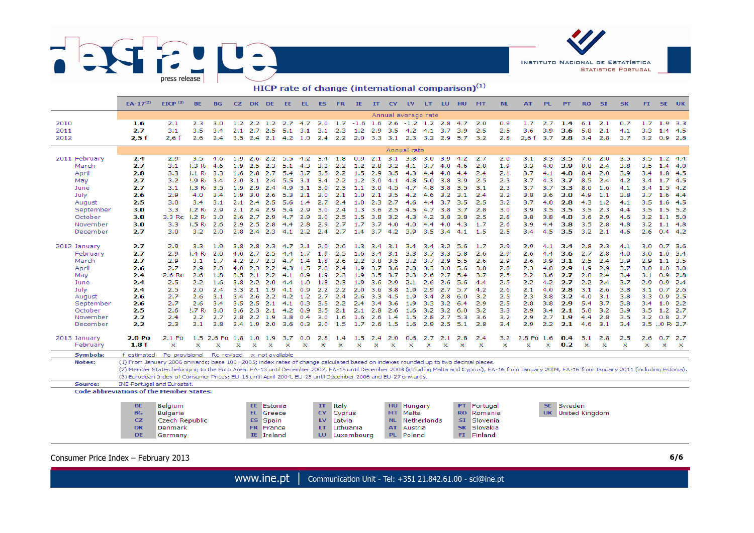## HICP rate of change (international comparison)[(1)]

| | EA-17[(2)] | EICP[(3)] | BE | BG | CZ | DK | DE | EE | EL | ES | FR | IE | IT | CY | LV | LT | LU | HU | MT | NL | AT | PL | PT | RO | SI | SK | FI | SE | UK |
|---|---|---|---|---|---|---|---|---|---|---|---|---|---|---|---|---|---|---|---|---|---|---|---|---|---|---|---|---|---|
| **Annual average rate** | | | | | | | | | | | | | | | | | | | | | | | | | | | | | |
| 2010 | **1.6** | 2.1 | 2.3 | 3.0 | 1.2 | 2.2 | 1.2 | 2.7 | 4.7 | 2.0 | 1.7 | -1.6 | 1.6 | 2.6 | -1.2 | 1.2 | 2.8 | 4.7 | 2.0 | 0.9 | 1.7 | 2.7 | **1.4** | 6.1 | 2.1 | 0.7 | 1.7 | 1.9 | 3.3 |
| 2011 | **2.7** | 3.1 | 3.5 | 3.4 | 2.1 | 2.7 | 2.5 | 5.1 | 3.1 | 3.1 | 2.3 | 1.2 | 2.9 | 3.5 | 4.2 | 4.1 | 3.7 | 3.9 | 2.5 | 2.5 | 3.6 | 3.9 | **3.6** | 5.8 | 2.1 | 4.1 | 3.3 | 1.4 | 4.5 |
| 2012 | **2,5 f** | 2,6 f | 2.6 | 2.4 | 3.5 | 2.4 | 2.1 | 4.2 | 1.0 | 2.4 | 2.2 | 2.0 | 3.3 | 3.1 | 2.3 | 3.2 | 2.9 | 5.7 | 3.2 | 2.8 | 2,6 f | 3.7 | **2.8** | 3.4 | 2.8 | 3.7 | 3.2 | 0.9 | 2.8 |
| **Annual rate** | | | | | | | | | | | | | | | | | | | | | | | | | | | | | |
| 2011 February | **2.4** | 2.9 | 3.5 | 4.6 | 1.9 | 2.6 | 2.2 | 5.5 | 4.2 | 3.4 | 1.8 | 0.9 | 2.1 | 3.1 | 3.8 | 3.0 | 3.9 | 4.2 | 2.7 | 2.0 | 3.1 | 3.3 | **3.5** | 7.6 | 2.0 | 3.5 | 3.5 | 1.2 | 4.4 |
| March | **2.7** | 3.1 | 3.3 Rc | 4.6 | 1.9 | 2.5 | 2.3 | 5.1 | 4.3 | 3.3 | 2.2 | 1.2 | 2.8 | 3.2 | 4.1 | 3.7 | 4.0 | 4.6 | 2.8 | 1.9 | 3.3 | 4.0 | **3.9** | 8.0 | 2.4 | 3.8 | 3.5 | 1.4 | 4.0 |
| April | **2.8** | 3.3 | 3.1 Rc | 3.3 | 1.6 | 2.8 | 2.7 | 5.4 | 3.7 | 3.5 | 2.2 | 1.5 | 2.9 | 3.5 | 4.3 | 4.4 | 4.0 | 4.4 | 2.4 | 2.1 | 3.7 | 4.1 | **4.0** | 8.4 | 2.0 | 3.9 | 3.4 | 1.8 | 4.5 |
| May | **2.7** | 3.2 | 2.9 Rc | 3.4 | 2.0 | 3.1 | 2.4 | 5.5 | 3.1 | 3.4 | 2.2 | 1.2 | 3.0 | 4.1 | 4.8 | 5.0 | 3.8 | 3.9 | 2.5 | 2.3 | 3.7 | 4.3 | **3.7** | 8.5 | 2.4 | 4.2 | 3.4 | 1.7 | 4.5 |
| June | **2.7** | 3.1 | 3.3 Rc | 3.5 | 1.9 | 2.9 | 2.4 | 4.9 | 3.1 | 3.0 | 2.3 | 1.1 | 3.0 | 4.5 | 4.7 | 4.8 | 3.8 | 3.5 | 3.1 | 2.3 | 3.7 | 3.7 | **3.3** | 8.0 | 1.6 | 4.1 | 3.4 | 1.5 | 4.2 |
| July | **2.6** | 2.9 | 4.0 | 3.4 | 1.9 | 3.0 | 2.6 | 5.3 | 2.1 | 3.0 | 2.1 | 1.0 | 2.1 | 3.5 | 4.2 | 4.6 | 3.2 | 3.1 | 2.4 | 3.2 | 3.8 | 3.6 | **3.0** | 4.9 | 1.1 | 3.8 | 3.7 | 1.6 | 4.4 |
| August | **2.5** | 3.0 | 3.4 | 3.1 | 2.1 | 2.4 | 2.5 | 5.6 | 1.4 | 2.7 | 2.4 | 1.0 | 2.3 | 2.7 | 4.6 | 4.4 | 3.7 | 3.5 | 2.5 | 3.2 | 3.7 | 4.0 | **2.8** | 4.3 | 1.2 | 4.1 | 3.5 | 1.6 | 4.5 |
| September | **3.0** | 3.3 | 3.2 Rc | 2.9 | 2.1 | 2.4 | 2.9 | 5.4 | 2.9 | 3.0 | 2.4 | 1.3 | 3.6 | 2.5 | 4.5 | 4.7 | 3.8 | 3.7 | 2.8 | 3.0 | 3.9 | 3.5 | **3.5** | 3.5 | 2.3 | 4.4 | 3.5 | 1.5 | 5.2 |
| October | **3.0** | 3.3 Rc | 3.2 Rc | 3.0 | 2.6 | 2.7 | 2.9 | 4.7 | 2.9 | 3.0 | 2.5 | 1.5 | 3.8 | 3.2 | 4.3 | 4.2 | 3.8 | 3.8 | 2.5 | 2.8 | 3.8 | 3.8 | **4.0** | 3.6 | 2.9 | 4.6 | 3.2 | 1.1 | 5.0 |
| November | **3.0** | 3.3 | 3.5 Rc | 2.6 | 2.9 | 2.5 | 2.8 | 4.4 | 2.8 | 2.9 | 2.7 | 1.7 | 3.7 | 4.0 | 4.0 | 4.4 | 4.0 | 4.3 | 1.7 | 2.6 | 3.9 | 4.4 | **3.8** | 3.5 | 2.8 | 4.8 | 3.2 | 1.1 | 4.8 |
| December | **2.7** | 3.0 | 3.2 | 2.0 | 2.8 | 2.4 | 2.3 | 4.1 | 2.2 | 2.4 | 2.7 | 1.4 | 3.7 | 4.2 | 3.9 | 3.5 | 3.4 | 4.1 | 1.5 | 2.5 | 3.4 | 4.5 | **3.5** | 3.2 | 2.1 | 4.6 | 2.6 | 0.4 | 4.2 |
| 2012 January | **2.7** | 2.9 | 3.3 | 1.9 | 3.8 | 2.8 | 2.3 | 4.7 | 2.1 | 2.0 | 2.6 | 1.3 | 3.4 | 3.1 | 3.4 | 3.4 | 3.2 | 5.6 | 1.7 | 2.9 | 2.9 | 4.1 | **3.4** | 2.8 | 2.3 | 4.1 | 3.0 | 0.7 | 3.6 |
| February | **2.7** | 2.9 | 3.4 Rc | 2.0 | 4.0 | 2.7 | 2.5 | 4.4 | 1.7 | 1.9 | 2.5 | 1.6 | 3.4 | 3.1 | 3.3 | 3.7 | 3.3 | 5.8 | 2.6 | 2.9 | 2.6 | 4.4 | **3.6** | 2.7 | 2.8 | 4.0 | 3.0 | 1.0 | 3.4 |
| March | **2.7** | 2.9 | 3.1 | 1.7 | 4.2 | 2.7 | 2.3 | 4.7 | 1.4 | 1.8 | 2.6 | 2.2 | 3.8 | 3.5 | 3.2 | 3.7 | 2.9 | 5.5 | 2.6 | 2.9 | 2.6 | 3.9 | **3.1** | 2.5 | 2.4 | 3.9 | 2.9 | 1.1 | 3.5 |
| April | **2.6** | 2.7 | 2.9 | 2.0 | 4.0 | 2.3 | 2.2 | 4.3 | 1.5 | 2.0 | 2.4 | 1.9 | 3.7 | 3.6 | 2.8 | 3.3 | 3.0 | 5.6 | 3.8 | 2.8 | 2.3 | 4.0 | **2.9** | 1.9 | 2.9 | 3.7 | 3.0 | 1.0 | 3.0 |
| May | **2.4** | 2.6 Rc | 2.6 | 1.8 | 3.5 | 2.1 | 2.2 | 4.1 | 0.9 | 1.9 | 2.3 | 1.9 | 3.5 | 3.7 | 2.3 | 2.6 | 2.7 | 5.4 | 3.7 | 2.5 | 2.2 | 3.6 | **2.7** | 2.0 | 2.4 | 3.4 | 3.1 | 0.9 | 2.8 |
| June | **2.4** | 2.5 | 2.2 | 1.6 | 3.8 | 2.2 | 2.0 | 4.4 | 1.0 | 1.8 | 2.3 | 1.9 | 3.6 | 2.9 | 2.1 | 2.6 | 2.6 | 5.6 | 4.4 | 2.5 | 2.2 | 4.2 | **2.7** | 2.2 | 2.4 | 3.7 | 2.9 | 0.9 | 2.4 |
| July | **2.4** | 2.5 | 2.0 | 2.4 | 3.3 | 2.1 | 1.9 | 4.1 | 0.9 | 2.2 | 2.2 | 2.0 | 3.6 | 3.8 | 1.9 | 2.9 | 2.7 | 5.7 | 4.2 | 2.6 | 2.1 | 4.0 | **2.8** | 3.1 | 2.6 | 3.8 | 3.1 | 0.7 | 2.6 |
| August | **2.6** | 2.7 | 2.6 | 3.1 | 3.4 | 2.6 | 2.2 | 4.2 | 1.2 | 2.7 | 2.4 | 2.6 | 3.3 | 4.5 | 1.9 | 3.4 | 2.8 | 6.0 | 3.2 | 2.5 | 2.3 | 3.8 | **3.2** | 4.0 | 3.1 | 3.8 | 3.3 | 0.9 | 2.5 |
| September | **2.6** | 2.7 | 2.6 | 3.4 | 3.5 | 2.5 | 2.1 | 4.1 | 0.3 | 3.5 | 2.2 | 2.4 | 3.4 | 3.6 | 1.9 | 3.3 | 3.2 | 6.4 | 2.9 | 2.5 | 2.8 | 3.8 | **2.9** | 5.4 | 3.7 | 3.8 | 3.4 | 1.0 | 2.2 |
| October | **2.5** | 2.6 | 2.7 Rc | 3.0 | 3.6 | 2.3 | 2.1 | 4.2 | 0.9 | 3.5 | 2.1 | 2.1 | 2.8 | 2.6 | 1.6 | 3.3 | 3.2 | 6.0 | 3.2 | 3.3 | 2.9 | 3.4 | **2.1** | 5.0 | 3.2 | 3.9 | 3.5 | 1.2 | 2.7 |
| November | **2.2** | 2.4 | 2.2 | 2.7 | 2.8 | 2.2 | 1.9 | 3.8 | 0.4 | 3.0 | 1.6 | 1.6 | 2.6 | 1.4 | 1.5 | 2.8 | 2.7 | 5.3 | 3.6 | 3.2 | 2.9 | 2.7 | **1.9** | 4.4 | 2.8 | 3.5 | 3.2 | 0.8 | 2.7 |
| December | **2.2** | 2.3 | 2.1 | 2.8 | 2.4 | 1.9 | 2.0 | 3.6 | 0.3 | 3.0 | 1.5 | 1.7 | 2.6 | 1.5 | 1.6 | 2.9 | 2.5 | 5.1 | 2.8 | 3.4 | 2.9 | 2.2 | **2.1** | 4.6 | 3.1 | 3.4 | 3.5 | 1.0 Rc | 2.7 |
| 2013 January | **2.0 Po** | 2.1 Po | 1.5 | 2.6 Po | 1.8 | 1.0 | 1.9 | 3.7 | 0.0 | 2.8 | 1.4 | 1.5 | 2.4 | 2.0 | 0.6 | 2.7 | 2.1 | 2.8 | 2.4 | 3.2 | 2.8 Po | 1.6 | **0.4** | 5.1 | 2.8 | 2.5 | 2.6 | 0.7 | 2.7 |
| February | **1.8 f** | x | x | x | x | x | x | x | x | x | x | x | x | x | x | x | x | x | x | x | x | x | **0.2** | x | x | x | x | x | x |

**Symbols:** f estimated  Po provisional  Rc revised  x not available

**Notes:** (1) From January 2006 onwards: base 100=2005; index rates of change calculated based on indexes rounded up to two decimal places.

(2) Member States belonging to the Euro Area: EA-13 until December 2007, EA-15 until December 2008 (including Malta and Cyprus), EA-16 from January 2009, EA-16 from January 2011 (including Estonia).

(3) European Index of Consumer Prices: EU-15 until April 2004, EU-25 until December 2006 and EU-27 onwards.

**Source:** INE-Portugal and Eurostat.

**Code abbreviations of the Member States:**

| | | | | | | | | | | | |
|---|---|---|---|---|---|---|---|---|---|---|---|
| BE | Belgium | EE | Estonia | IT | Italy | HU | Hungary | PT | Portugal | SE | Sweden |
| BG | Bulgaria | EL | Greece | CY | Cyprus | MT | Malta | RO | Romania | UK | United Kingdom |
| CZ | Czech Republic | ES | Spain | LV | Latvia | NL | Netherlands | SI | Slovenia | | |
| DK | Denmark | FR | France | LT | Lithuania | AT | Austria | SK | Slovakia | | |
| DE | Germany | IE | Ireland | LU | Luxembourg | PL | Poland | FI | Finland | | |